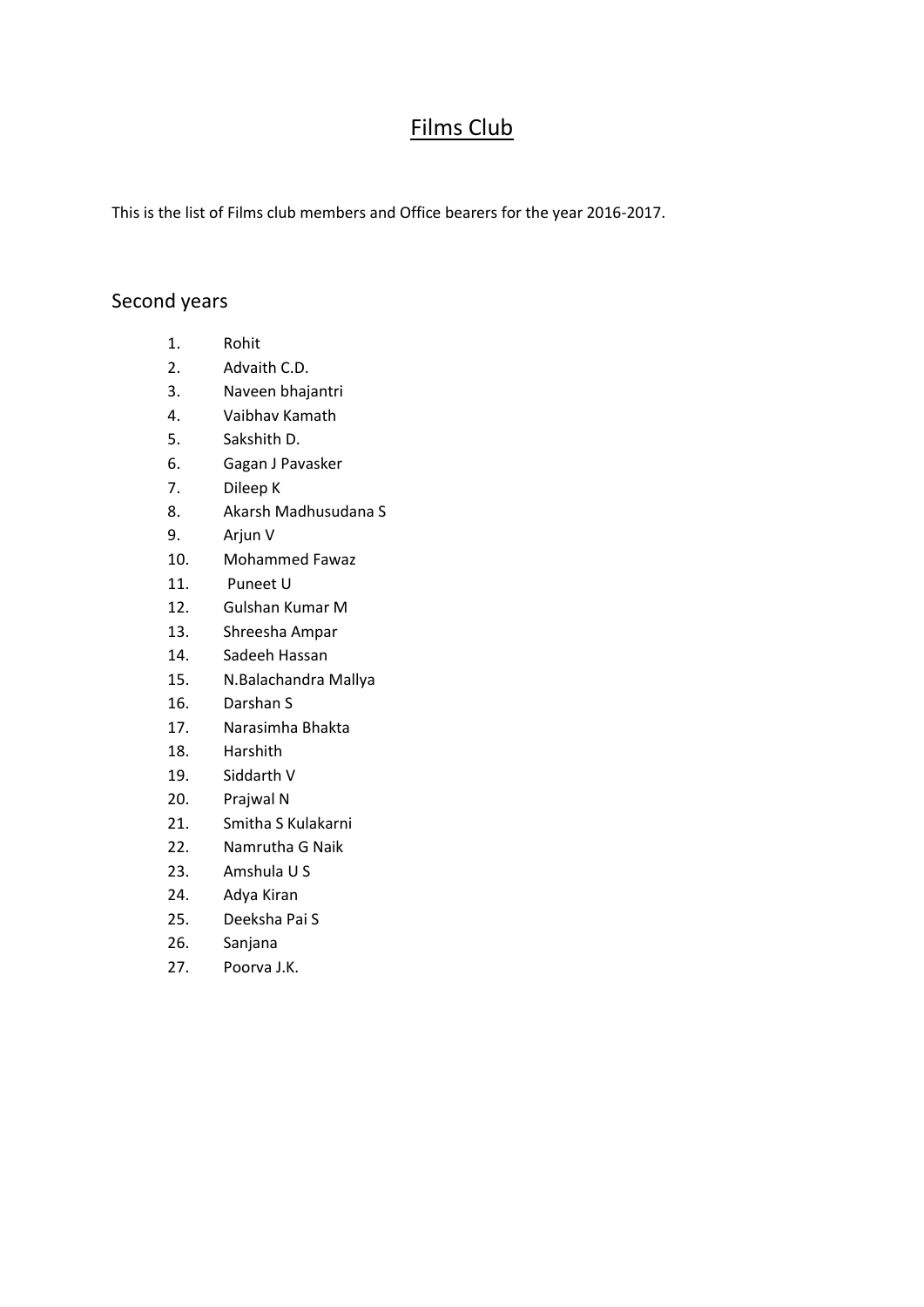# Films Club

This is the list of Films club members and Office bearers for the year 2016-2017.

## Second years

1. Rohit
2. Advaith C.D.
3. Naveen bhajantri
4. Vaibhav Kamath
5. Sakshith D.
6. Gagan J Pavasker
7. Dileep K
8. Akarsh Madhusudana S
9. Arjun V
10. Mohammed Fawaz
11. Puneet U
12. Gulshan Kumar M
13. Shreesha Ampar
14. Sadeeh Hassan
15. N.Balachandra Mallya
16. Darshan S
17. Narasimha Bhakta
18. Harshith
19. Siddarth V
20. Prajwal N
21. Smitha S Kulakarni
22. Namrutha G Naik
23. Amshula U S
24. Adya Kiran
25. Deeksha Pai S
26. Sanjana
27. Poorva J.K.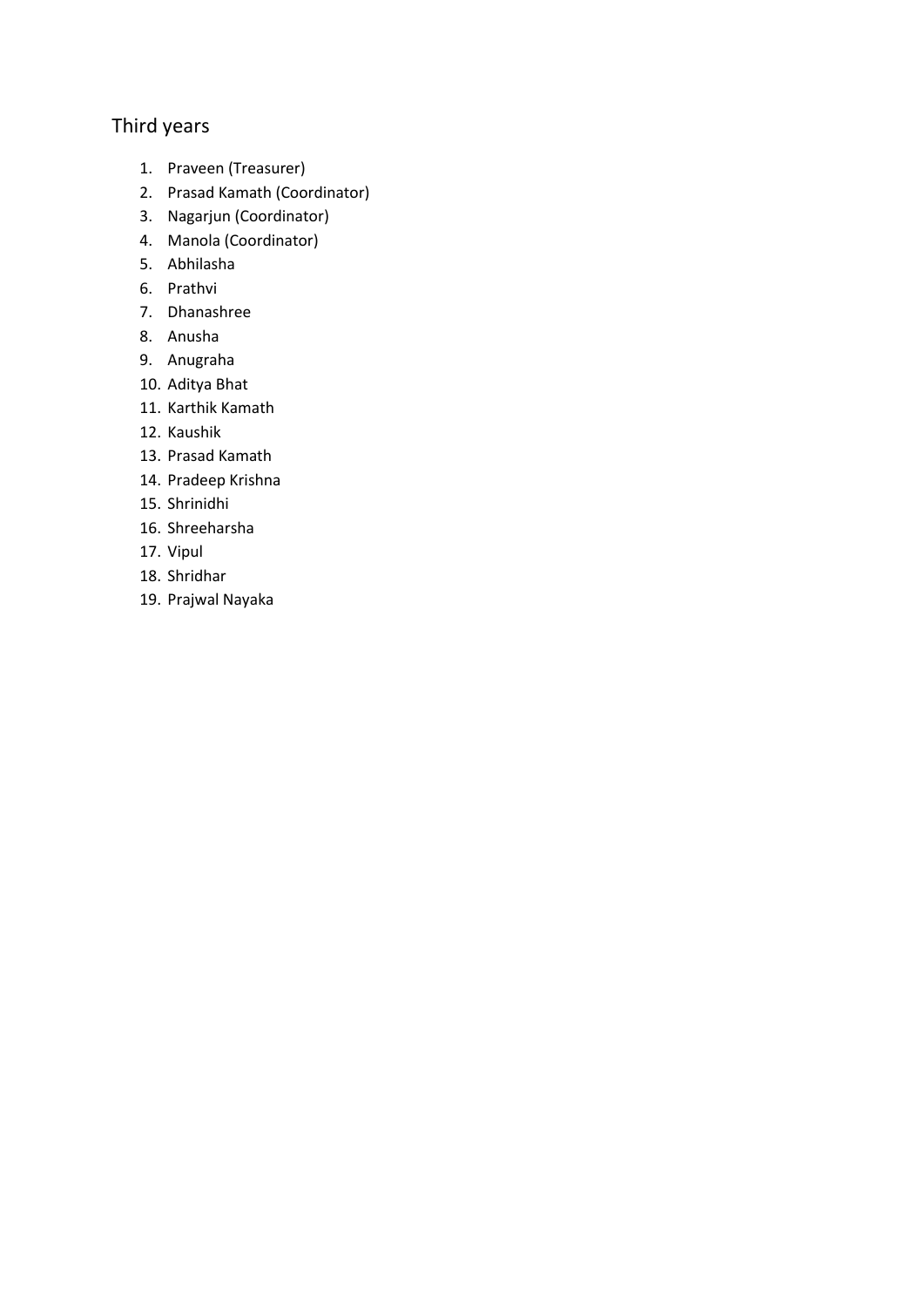## Third years

1. Praveen (Treasurer)
2. Prasad Kamath (Coordinator)
3. Nagarjun (Coordinator)
4. Manola (Coordinator)
5. Abhilasha
6. Prathvi
7. Dhanashree
8. Anusha
9. Anugraha
10. Aditya Bhat
11. Karthik Kamath
12. Kaushik
13. Prasad Kamath
14. Pradeep Krishna
15. Shrinidhi
16. Shreeharsha
17. Vipul
18. Shridhar
19. Prajwal Nayaka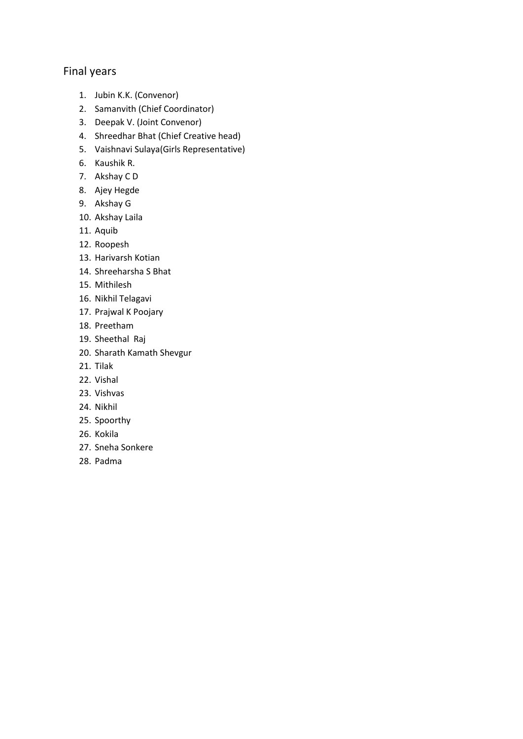## Final years

1. Jubin K.K. (Convenor)
2. Samanvith (Chief Coordinator)
3. Deepak V. (Joint Convenor)
4. Shreedhar Bhat (Chief Creative head)
5. Vaishnavi Sulaya(Girls Representative)
6. Kaushik R.
7. Akshay C D
8. Ajey Hegde
9. Akshay G
10. Akshay Laila
11. Aquib
12. Roopesh
13. Harivarsh Kotian
14. Shreeharsha S Bhat
15. Mithilesh
16. Nikhil Telagavi
17. Prajwal K Poojary
18. Preetham
19. Sheethal Raj
20. Sharath Kamath Shevgur
21. Tilak
22. Vishal
23. Vishvas
24. Nikhil
25. Spoorthy
26. Kokila
27. Sneha Sonkere
28. Padma